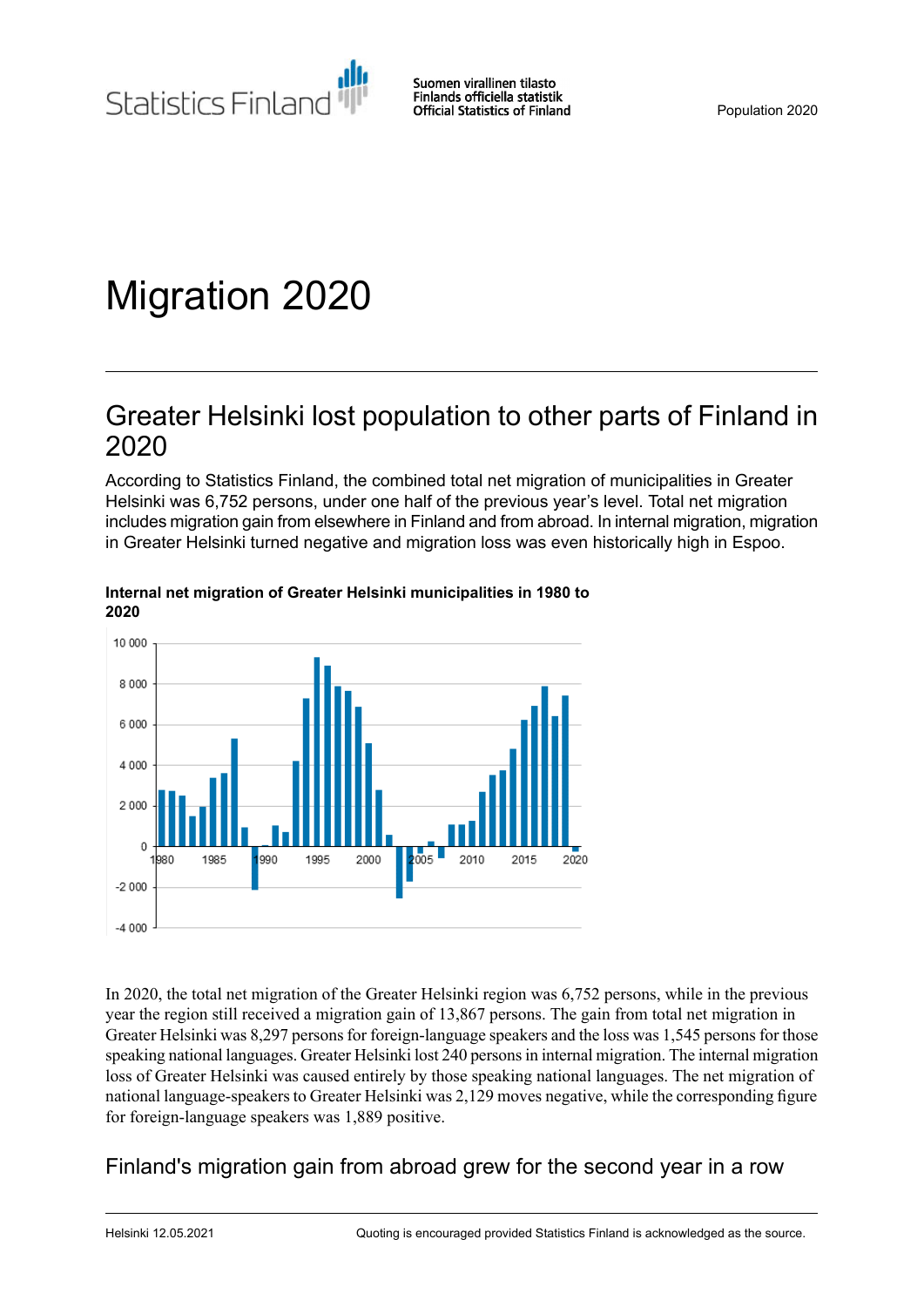# Migration 2020

## Greater Helsinki lost population to other parts of Finland in 2020

According to Statistics Finland, the combined total net migration of municipalities in Greater Helsinki was 6,752 persons, under one half of the previous year's level. Total net migration includes migration gain from elsewhere in Finland and from abroad. In internal migration, migration in Greater Helsinki turned negative and migration loss was even historically high in Espoo.

**Internal net migration of Greater Helsinki municipalities in 1980 to 2020**

In 2020, the total net migration of the Greater Helsinki region was 6,752 persons, while in the previous year the region still received a migration gain of 13,867 persons. The gain from total net migration in Greater Helsinki was 8,297 persons for foreign-language speakers and the loss was 1,545 persons for those speaking national languages. Greater Helsinki lost 240 persons in internal migration. The internal migration loss of Greater Helsinki was caused entirely by those speaking national languages. The net migration of national language-speakers to Greater Helsinki was 2,129 moves negative, while the corresponding figure for foreign-language speakers was 1,889 positive.

## Finland's migration gain from abroad grew for the second year in a row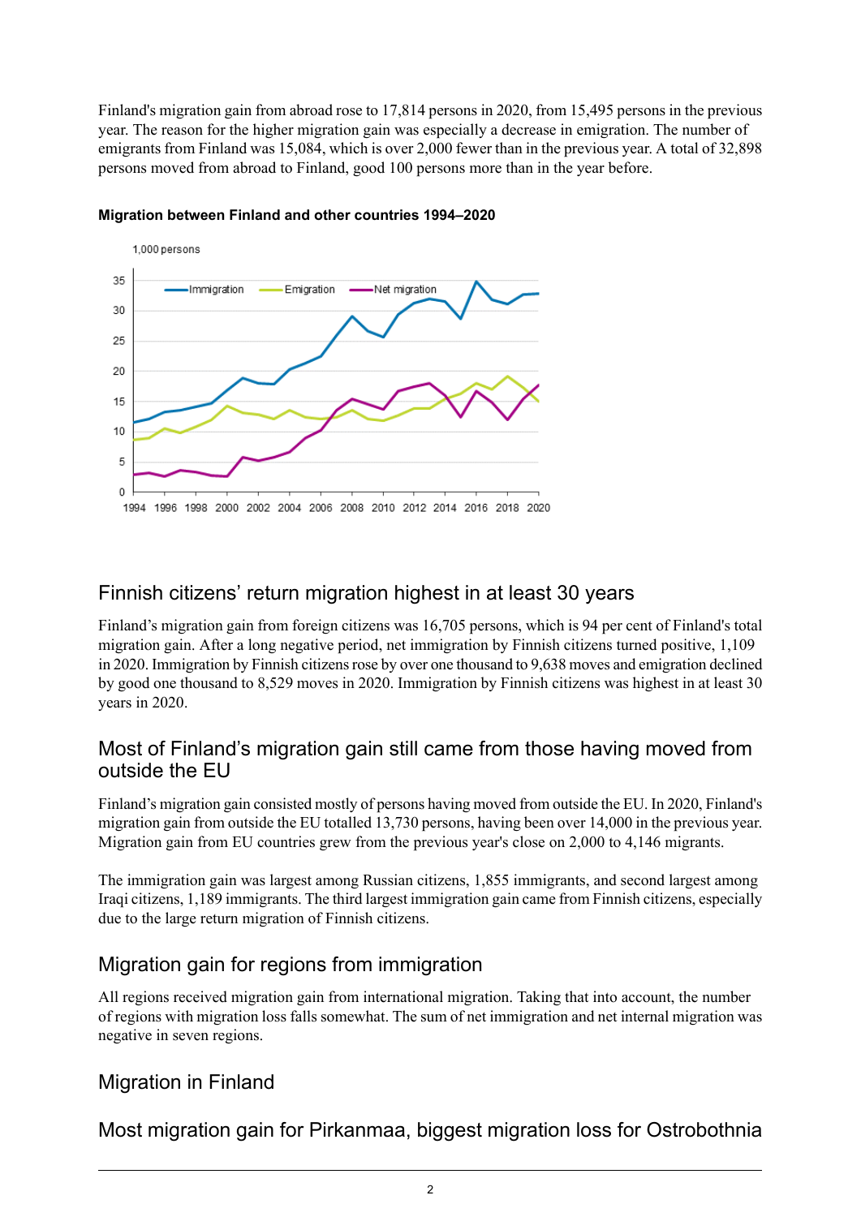Finland's migration gain from abroad rose to 17,814 persons in 2020, from 15,495 persons in the previous year. The reason for the higher migration gain was especially a decrease in emigration. The number of emigrants from Finland was 15,084, which is over 2,000 fewer than in the previous year. A total of 32,898 persons moved from abroad to Finland, good 100 persons more than in the year before.

**Migration between Finland and other countries 1994–2020**

## Finnish citizens' return migration highest in at least 30 years

Finland's migration gain from foreign citizens was 16,705 persons, which is 94 per cent of Finland's total migration gain. After a long negative period, net immigration by Finnish citizens turned positive, 1,109 in 2020. Immigration by Finnish citizens rose by over one thousand to 9,638 moves and emigration declined by good one thousand to 8,529 moves in 2020. Immigration by Finnish citizens was highest in at least 30 years in 2020.

## Most of Finland's migration gain still came from those having moved from outside the EU

Finland's migration gain consisted mostly of persons having moved from outside the EU. In 2020, Finland's migration gain from outside the EU totalled 13,730 persons, having been over 14,000 in the previous year. Migration gain from EU countries grew from the previous year's close on 2,000 to 4,146 migrants.

The immigration gain was largest among Russian citizens, 1,855 immigrants, and second largest among Iraqi citizens, 1,189 immigrants. The third largest immigration gain came from Finnish citizens, especially due to the large return migration of Finnish citizens.

## Migration gain for regions from immigration

All regions received migration gain from international migration. Taking that into account, the number of regions with migration loss falls somewhat. The sum of net immigration and net internal migration was negative in seven regions.

## Migration in Finland

## Most migration gain for Pirkanmaa, biggest migration loss for Ostrobothnia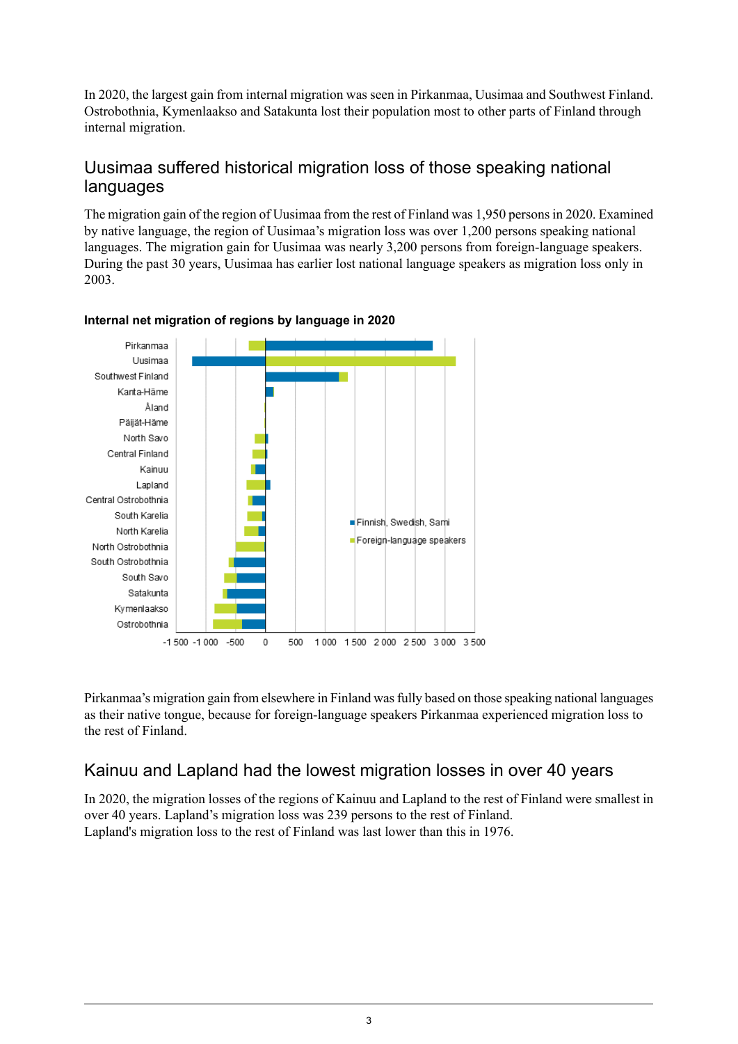In 2020, the largest gain from internal migration was seen in Pirkanmaa, Uusimaa and Southwest Finland. Ostrobothnia, Kymenlaakso and Satakunta lost their population most to other parts of Finland through internal migration.

## Uusimaa suffered historical migration loss of those speaking national languages

The migration gain of the region of Uusimaa from the rest of Finland was 1,950 persons in 2020. Examined by native language, the region of Uusimaa's migration loss was over 1,200 persons speaking national languages. The migration gain for Uusimaa was nearly 3,200 persons from foreign-language speakers. During the past 30 years, Uusimaa has earlier lost national language speakers as migration loss only in 2003.

**Internal net migration of regions by language in 2020**

Pirkanmaa's migration gain from elsewhere in Finland was fully based on those speaking national languages as their native tongue, because for foreign-language speakers Pirkanmaa experienced migration loss to the rest of Finland.

## Kainuu and Lapland had the lowest migration losses in over 40 years

In 2020, the migration losses of the regions of Kainuu and Lapland to the rest of Finland were smallest in over 40 years. Lapland's migration loss was 239 persons to the rest of Finland.
Lapland's migration loss to the rest of Finland was last lower than this in 1976.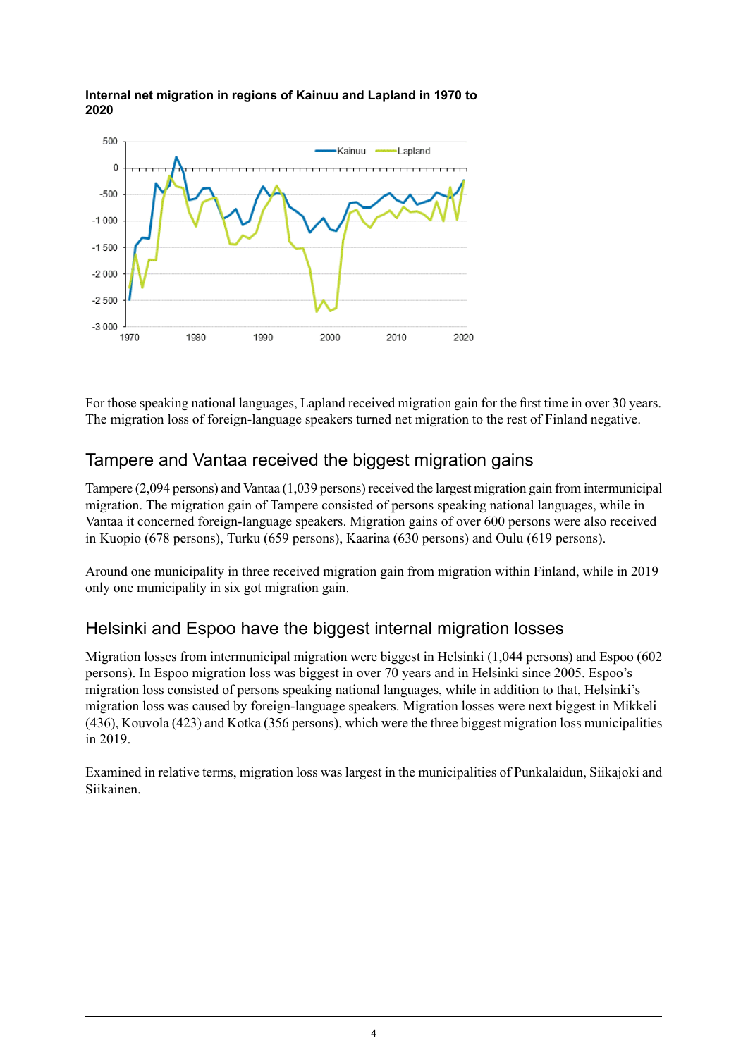**Internal net migration in regions of Kainuu and Lapland in 1970 to 2020**

For those speaking national languages, Lapland received migration gain for the first time in over 30 years. The migration loss of foreign-language speakers turned net migration to the rest of Finland negative.

## Tampere and Vantaa received the biggest migration gains

Tampere (2,094 persons) and Vantaa (1,039 persons) received the largest migration gain from intermunicipal migration. The migration gain of Tampere consisted of persons speaking national languages, while in Vantaa it concerned foreign-language speakers. Migration gains of over 600 persons were also received in Kuopio (678 persons), Turku (659 persons), Kaarina (630 persons) and Oulu (619 persons).

Around one municipality in three received migration gain from migration within Finland, while in 2019 only one municipality in six got migration gain.

## Helsinki and Espoo have the biggest internal migration losses

Migration losses from intermunicipal migration were biggest in Helsinki (1,044 persons) and Espoo (602 persons). In Espoo migration loss was biggest in over 70 years and in Helsinki since 2005. Espoo's migration loss consisted of persons speaking national languages, while in addition to that, Helsinki's migration loss was caused by foreign-language speakers. Migration losses were next biggest in Mikkeli (436), Kouvola (423) and Kotka (356 persons), which were the three biggest migration loss municipalities in 2019.

Examined in relative terms, migration loss was largest in the municipalities of Punkalaidun, Siikajoki and Siikainen.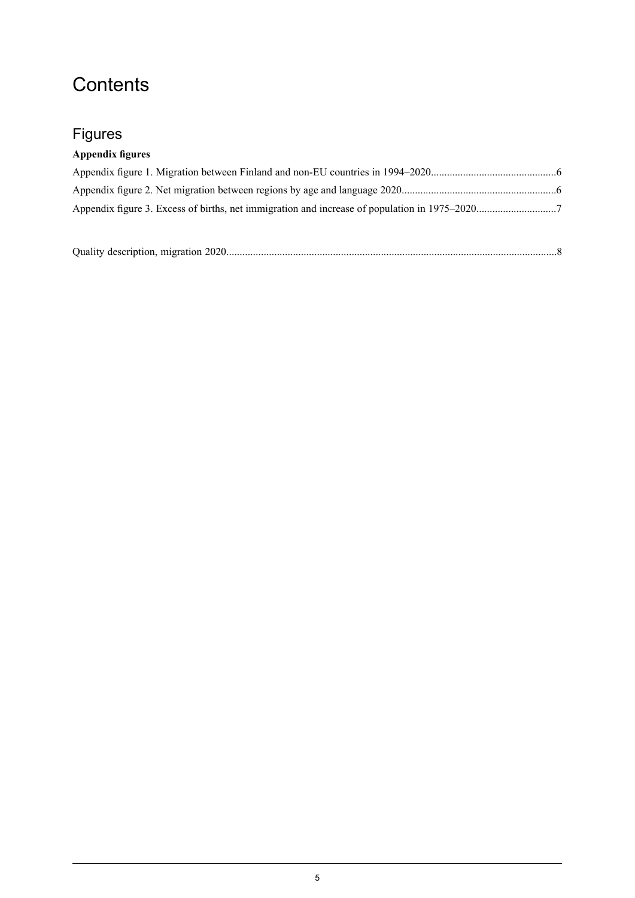# Contents

## Figures

**Appendix figures**

Appendix figure 1. Migration between Finland and non-EU countries in 1994–2020..............................................6

Appendix figure 2. Net migration between regions by age and language 2020.........................................................6

Appendix figure 3. Excess of births, net immigration and increase of population in 1975–2020.............................7

Quality description, migration 2020...........................................................................................................................8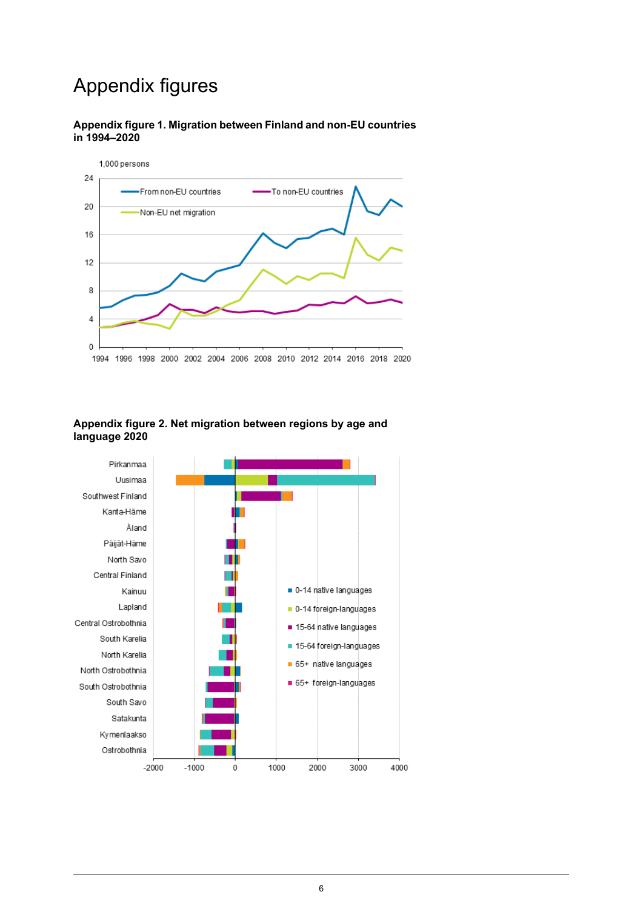# Appendix figures

**Appendix figure 1. Migration between Finland and non-EU countries in 1994–2020**

1,000 persons

From non-EU countries
To non-EU countries
Non-EU net migration

**Appendix figure 2. Net migration between regions by age and language 2020**

Pirkanmaa
Uusimaa
Southwest Finland
Kanta-Häme
Åland
Päijät-Häme
North Savo
Central Finland
Kainuu
Lapland
Central Ostrobothnia
South Karelia
North Karelia
North Ostrobothnia
South Ostrobothnia
South Savo
Satakunta
Kymenlaakso
Ostrobothnia

0-14 native languages
0-14 foreign-languages
15-64 native languages
15-64 foreign-languages
65+ native languages
65+ foreign-languages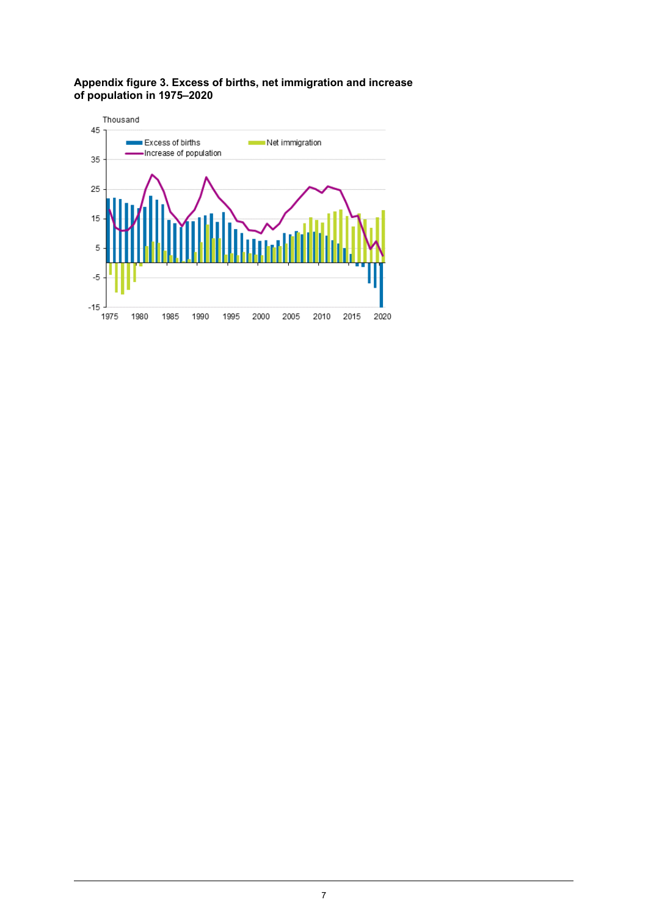**Appendix figure 3. Excess of births, net immigration and increase of population in 1975–2020**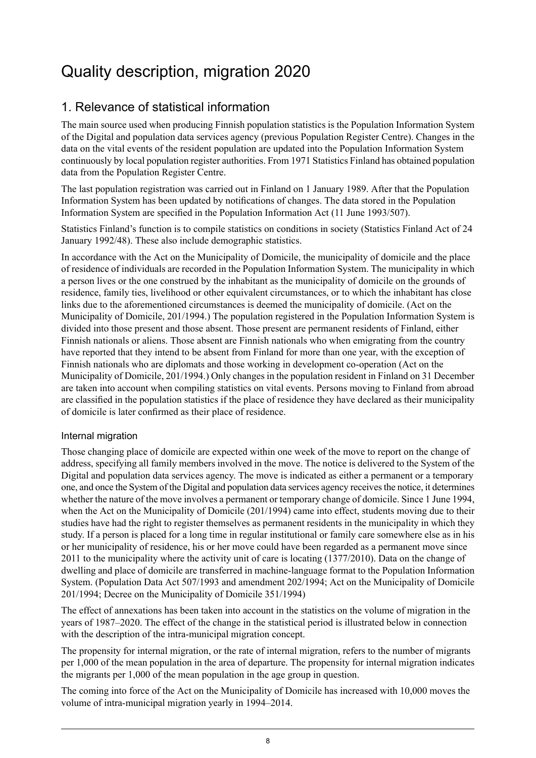# Quality description, migration 2020

## 1. Relevance of statistical information

The main source used when producing Finnish population statistics is the Population Information System of the Digital and population data services agency (previous Population Register Centre). Changes in the data on the vital events of the resident population are updated into the Population Information System continuously by local population register authorities. From 1971 Statistics Finland has obtained population data from the Population Register Centre.

The last population registration was carried out in Finland on 1 January 1989. After that the Population Information System has been updated by notifications of changes. The data stored in the Population Information System are specified in the Population Information Act (11 June 1993/507).

Statistics Finland's function is to compile statistics on conditions in society (Statistics Finland Act of 24 January 1992/48). These also include demographic statistics.

In accordance with the Act on the Municipality of Domicile, the municipality of domicile and the place of residence of individuals are recorded in the Population Information System. The municipality in which a person lives or the one construed by the inhabitant as the municipality of domicile on the grounds of residence, family ties, livelihood or other equivalent circumstances, or to which the inhabitant has close links due to the aforementioned circumstances is deemed the municipality of domicile. (Act on the Municipality of Domicile, 201/1994.) The population registered in the Population Information System is divided into those present and those absent. Those present are permanent residents of Finland, either Finnish nationals or aliens. Those absent are Finnish nationals who when emigrating from the country have reported that they intend to be absent from Finland for more than one year, with the exception of Finnish nationals who are diplomats and those working in development co-operation (Act on the Municipality of Domicile, 201/1994.) Only changes in the population resident in Finland on 31 December are taken into account when compiling statistics on vital events. Persons moving to Finland from abroad are classified in the population statistics if the place of residence they have declared as their municipality of domicile is later confirmed as their place of residence.

### Internal migration

Those changing place of domicile are expected within one week of the move to report on the change of address, specifying all family members involved in the move. The notice is delivered to the System of the Digital and population data services agency. The move is indicated as either a permanent or a temporary one, and once the System of the Digital and population data services agency receives the notice, it determines whether the nature of the move involves a permanent or temporary change of domicile. Since 1 June 1994, when the Act on the Municipality of Domicile (201/1994) came into effect, students moving due to their studies have had the right to register themselves as permanent residents in the municipality in which they study. If a person is placed for a long time in regular institutional or family care somewhere else as in his or her municipality of residence, his or her move could have been regarded as a permanent move since 2011 to the municipality where the activity unit of care is locating (1377/2010). Data on the change of dwelling and place of domicile are transferred in machine-language format to the Population Information System. (Population Data Act 507/1993 and amendment 202/1994; Act on the Municipality of Domicile 201/1994; Decree on the Municipality of Domicile 351/1994)

The effect of annexations has been taken into account in the statistics on the volume of migration in the years of 1987–2020. The effect of the change in the statistical period is illustrated below in connection with the description of the intra-municipal migration concept.

The propensity for internal migration, or the rate of internal migration, refers to the number of migrants per 1,000 of the mean population in the area of departure. The propensity for internal migration indicates the migrants per 1,000 of the mean population in the age group in question.

The coming into force of the Act on the Municipality of Domicile has increased with 10,000 moves the volume of intra-municipal migration yearly in 1994–2014.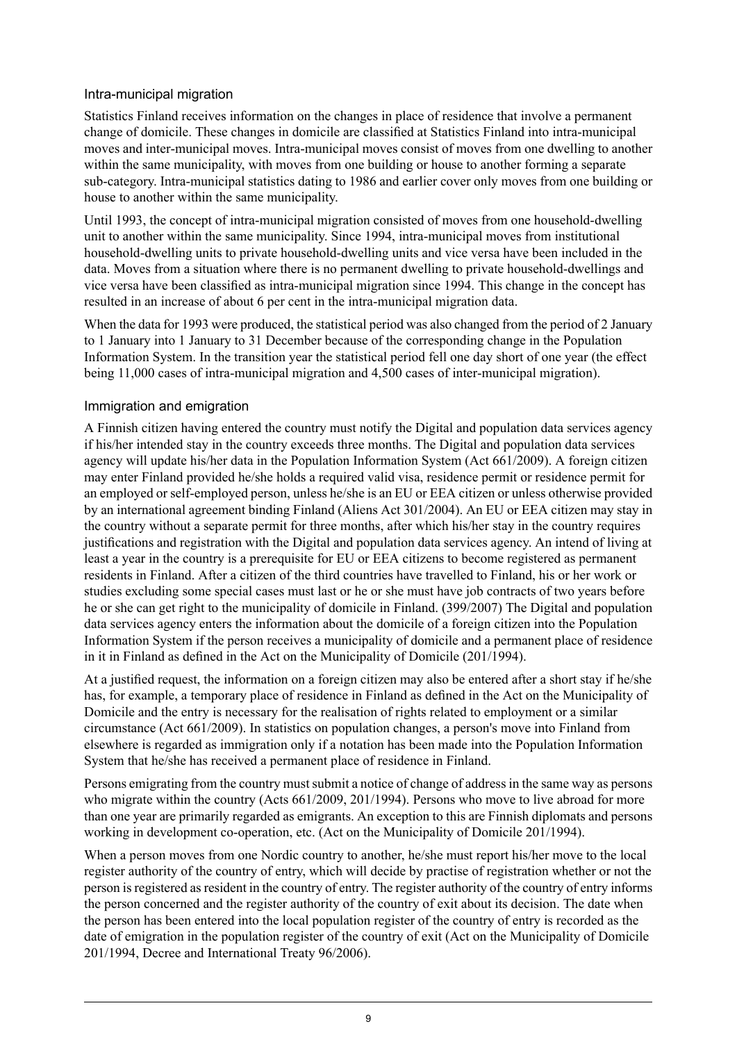### Intra-municipal migration

Statistics Finland receives information on the changes in place of residence that involve a permanent change of domicile. These changes in domicile are classified at Statistics Finland into intra-municipal moves and inter-municipal moves. Intra-municipal moves consist of moves from one dwelling to another within the same municipality, with moves from one building or house to another forming a separate sub-category. Intra-municipal statistics dating to 1986 and earlier cover only moves from one building or house to another within the same municipality.

Until 1993, the concept of intra-municipal migration consisted of moves from one household-dwelling unit to another within the same municipality. Since 1994, intra-municipal moves from institutional household-dwelling units to private household-dwelling units and vice versa have been included in the data. Moves from a situation where there is no permanent dwelling to private household-dwellings and vice versa have been classified as intra-municipal migration since 1994. This change in the concept has resulted in an increase of about 6 per cent in the intra-municipal migration data.

When the data for 1993 were produced, the statistical period was also changed from the period of 2 January to 1 January into 1 January to 31 December because of the corresponding change in the Population Information System. In the transition year the statistical period fell one day short of one year (the effect being 11,000 cases of intra-municipal migration and 4,500 cases of inter-municipal migration).

### Immigration and emigration

A Finnish citizen having entered the country must notify the Digital and population data services agency if his/her intended stay in the country exceeds three months. The Digital and population data services agency will update his/her data in the Population Information System (Act 661/2009). A foreign citizen may enter Finland provided he/she holds a required valid visa, residence permit or residence permit for an employed or self-employed person, unless he/she is an EU or EEA citizen or unless otherwise provided by an international agreement binding Finland (Aliens Act 301/2004). An EU or EEA citizen may stay in the country without a separate permit for three months, after which his/her stay in the country requires justifications and registration with the Digital and population data services agency. An intend of living at least a year in the country is a prerequisite for EU or EEA citizens to become registered as permanent residents in Finland. After a citizen of the third countries have travelled to Finland, his or her work or studies excluding some special cases must last or he or she must have job contracts of two years before he or she can get right to the municipality of domicile in Finland. (399/2007) The Digital and population data services agency enters the information about the domicile of a foreign citizen into the Population Information System if the person receives a municipality of domicile and a permanent place of residence in it in Finland as defined in the Act on the Municipality of Domicile (201/1994).

At a justified request, the information on a foreign citizen may also be entered after a short stay if he/she has, for example, a temporary place of residence in Finland as defined in the Act on the Municipality of Domicile and the entry is necessary for the realisation of rights related to employment or a similar circumstance (Act 661/2009). In statistics on population changes, a person's move into Finland from elsewhere is regarded as immigration only if a notation has been made into the Population Information System that he/she has received a permanent place of residence in Finland.

Persons emigrating from the country must submit a notice of change of address in the same way as persons who migrate within the country (Acts 661/2009, 201/1994). Persons who move to live abroad for more than one year are primarily regarded as emigrants. An exception to this are Finnish diplomats and persons working in development co-operation, etc. (Act on the Municipality of Domicile 201/1994).

When a person moves from one Nordic country to another, he/she must report his/her move to the local register authority of the country of entry, which will decide by practise of registration whether or not the person is registered as resident in the country of entry. The register authority of the country of entry informs the person concerned and the register authority of the country of exit about its decision. The date when the person has been entered into the local population register of the country of entry is recorded as the date of emigration in the population register of the country of exit (Act on the Municipality of Domicile 201/1994, Decree and International Treaty 96/2006).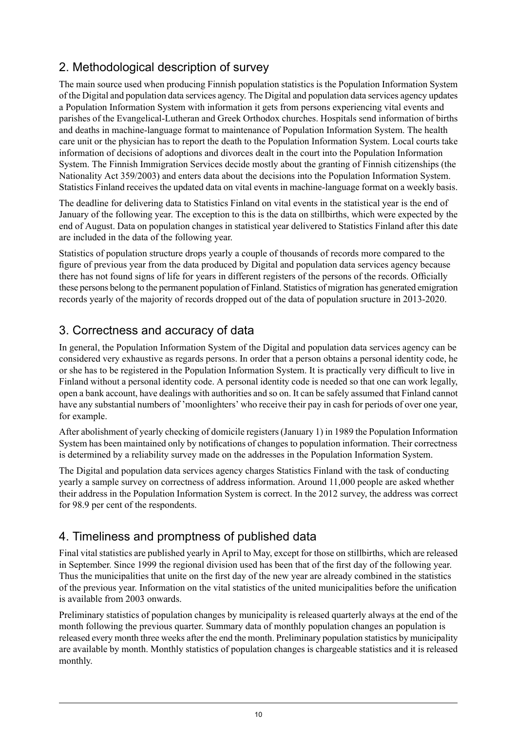## 2. Methodological description of survey

The main source used when producing Finnish population statistics is the Population Information System of the Digital and population data services agency. The Digital and population data services agency updates a Population Information System with information it gets from persons experiencing vital events and parishes of the Evangelical-Lutheran and Greek Orthodox churches. Hospitals send information of births and deaths in machine-language format to maintenance of Population Information System. The health care unit or the physician has to report the death to the Population Information System. Local courts take information of decisions of adoptions and divorces dealt in the court into the Population Information System. The Finnish Immigration Services decide mostly about the granting of Finnish citizenships (the Nationality Act 359/2003) and enters data about the decisions into the Population Information System. Statistics Finland receives the updated data on vital events in machine-language format on a weekly basis.

The deadline for delivering data to Statistics Finland on vital events in the statistical year is the end of January of the following year. The exception to this is the data on stillbirths, which were expected by the end of August. Data on population changes in statistical year delivered to Statistics Finland after this date are included in the data of the following year.

Statistics of population structure drops yearly a couple of thousands of records more compared to the figure of previous year from the data produced by Digital and population data services agency because there has not found signs of life for years in different registers of the persons of the records. Officially these persons belong to the permanent population of Finland. Statistics of migration has generated emigration records yearly of the majority of records dropped out of the data of population sructure in 2013-2020.

## 3. Correctness and accuracy of data

In general, the Population Information System of the Digital and population data services agency can be considered very exhaustive as regards persons. In order that a person obtains a personal identity code, he or she has to be registered in the Population Information System. It is practically very difficult to live in Finland without a personal identity code. A personal identity code is needed so that one can work legally, open a bank account, have dealings with authorities and so on. It can be safely assumed that Finland cannot have any substantial numbers of 'moonlighters' who receive their pay in cash for periods of over one year, for example.

After abolishment of yearly checking of domicile registers (January 1) in 1989 the Population Information System has been maintained only by notifications of changes to population information. Their correctness is determined by a reliability survey made on the addresses in the Population Information System.

The Digital and population data services agency charges Statistics Finland with the task of conducting yearly a sample survey on correctness of address information. Around 11,000 people are asked whether their address in the Population Information System is correct. In the 2012 survey, the address was correct for 98.9 per cent of the respondents.

## 4. Timeliness and promptness of published data

Final vital statistics are published yearly in April to May, except for those on stillbirths, which are released in September. Since 1999 the regional division used has been that of the first day of the following year. Thus the municipalities that unite on the first day of the new year are already combined in the statistics of the previous year. Information on the vital statistics of the united municipalities before the unification is available from 2003 onwards.

Preliminary statistics of population changes by municipality is released quarterly always at the end of the month following the previous quarter. Summary data of monthly population changes an population is released every month three weeks after the end the month. Preliminary population statistics by municipality are available by month. Monthly statistics of population changes is chargeable statistics and it is released monthly.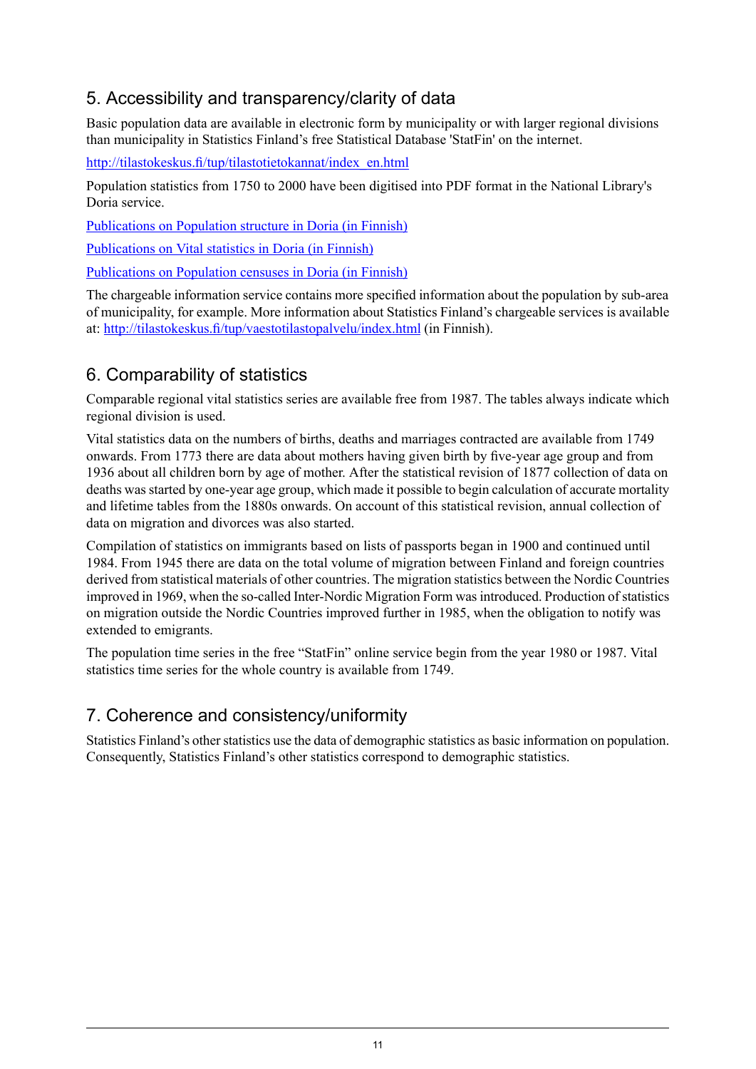## 5. Accessibility and transparency/clarity of data

Basic population data are available in electronic form by municipality or with larger regional divisions than municipality in Statistics Finland's free Statistical Database 'StatFin' on the internet.

http://tilastokeskus.fi/tup/tilastotietokannat/index_en.html

Population statistics from 1750 to 2000 have been digitised into PDF format in the National Library's Doria service.

Publications on Population structure in Doria (in Finnish)

Publications on Vital statistics in Doria (in Finnish)

Publications on Population censuses in Doria (in Finnish)

The chargeable information service contains more specified information about the population by sub-area of municipality, for example. More information about Statistics Finland's chargeable services is available at: http://tilastokeskus.fi/tup/vaestotilastopalvelu/index.html (in Finnish).

## 6. Comparability of statistics

Comparable regional vital statistics series are available free from 1987. The tables always indicate which regional division is used.

Vital statistics data on the numbers of births, deaths and marriages contracted are available from 1749 onwards. From 1773 there are data about mothers having given birth by five-year age group and from 1936 about all children born by age of mother. After the statistical revision of 1877 collection of data on deaths was started by one-year age group, which made it possible to begin calculation of accurate mortality and lifetime tables from the 1880s onwards. On account of this statistical revision, annual collection of data on migration and divorces was also started.

Compilation of statistics on immigrants based on lists of passports began in 1900 and continued until 1984. From 1945 there are data on the total volume of migration between Finland and foreign countries derived from statistical materials of other countries. The migration statistics between the Nordic Countries improved in 1969, when the so-called Inter-Nordic Migration Form was introduced. Production of statistics on migration outside the Nordic Countries improved further in 1985, when the obligation to notify was extended to emigrants.

The population time series in the free "StatFin" online service begin from the year 1980 or 1987. Vital statistics time series for the whole country is available from 1749.

## 7. Coherence and consistency/uniformity

Statistics Finland's other statistics use the data of demographic statistics as basic information on population. Consequently, Statistics Finland's other statistics correspond to demographic statistics.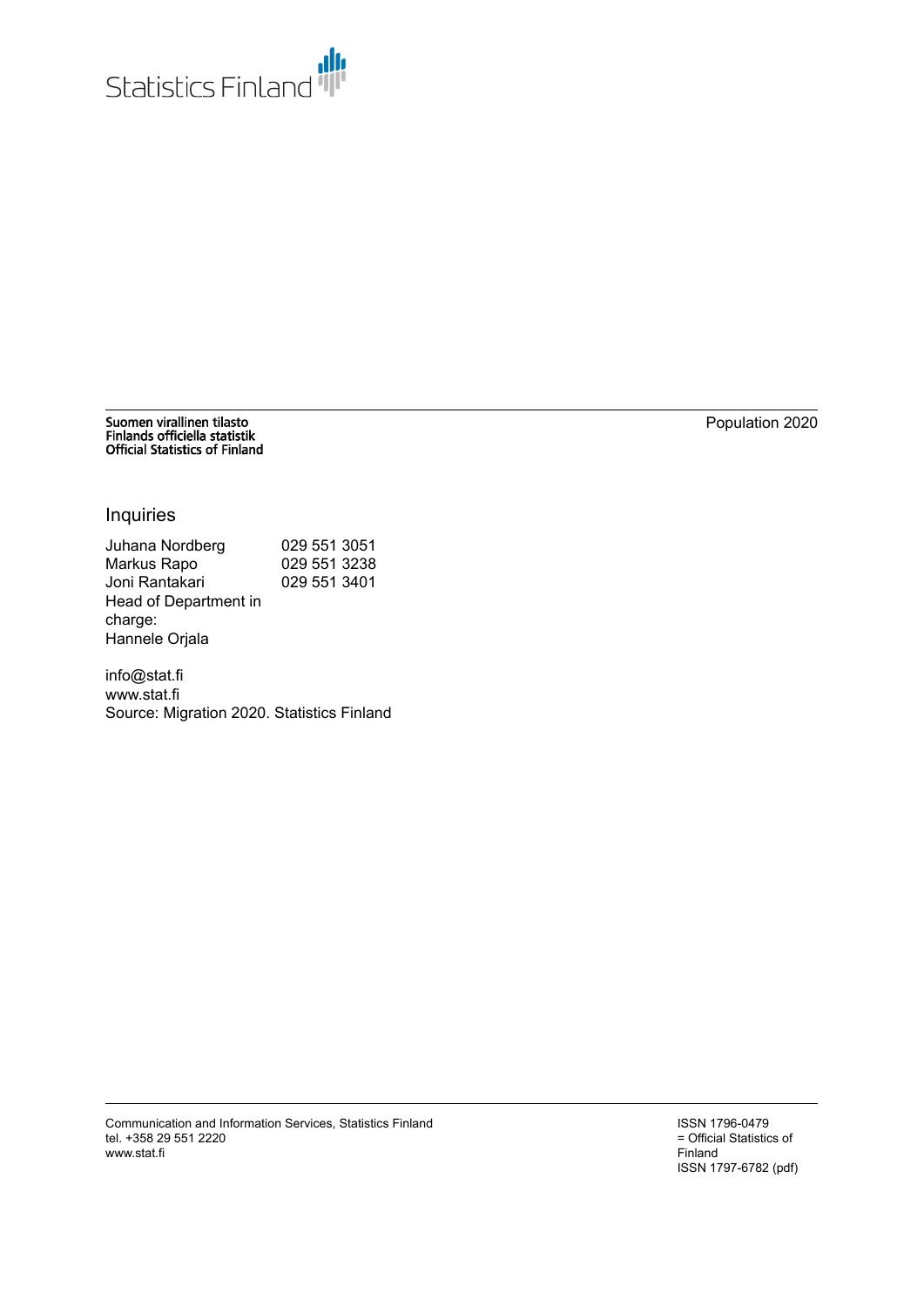Statistics Finland

Suomen virallinen tilasto
Finlands officiella statistik
Official Statistics of Finland

Population 2020

## Inquiries

| | |
|---|---|
| Juhana Nordberg | 029 551 3051 |
| Markus Rapo | 029 551 3238 |
| Joni Rantakari | 029 551 3401 |

Head of Department in charge:
Hannele Orjala

info@stat.fi
www.stat.fi
Source: Migration 2020. Statistics Finland

Communication and Information Services, Statistics Finland
tel. +358 29 551 2220
www.stat.fi

ISSN 1796-0479
= Official Statistics of Finland
ISSN 1797-6782 (pdf)